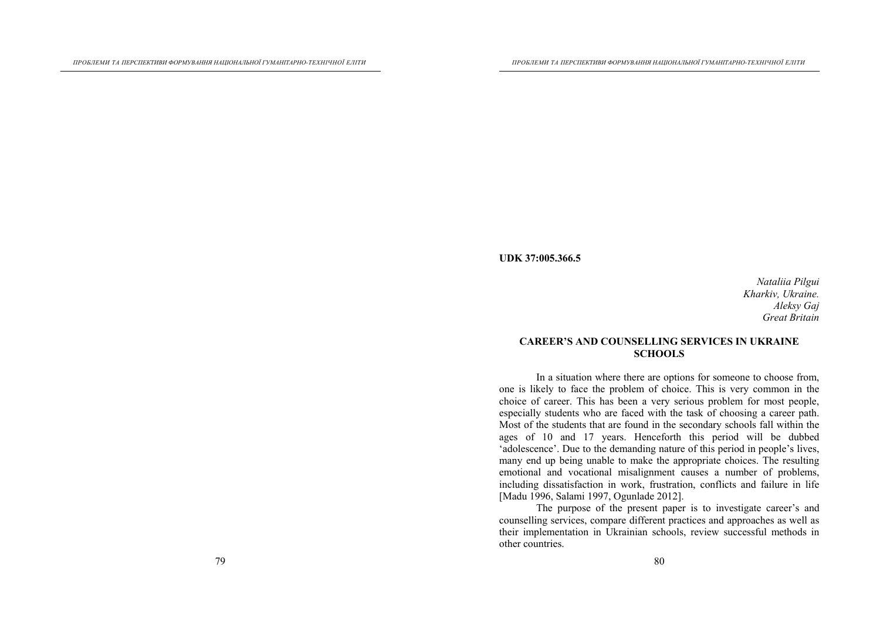**UDK 37:005.366.5**

*Nataliia Pilgui*
*Kharkiv, Ukraine.*
*Aleksy Gaj*
*Great Britain*

## CAREER'S AND COUNSELLING SERVICES IN UKRAINE SCHOOLS

In a situation where there are options for someone to choose from, one is likely to face the problem of choice. This is very common in the choice of career. This has been a very serious problem for most people, especially students who are faced with the task of choosing a career path. Most of the students that are found in the secondary schools fall within the ages of 10 and 17 years. Henceforth this period will be dubbed 'adolescence'. Due to the demanding nature of this period in people's lives, many end up being unable to make the appropriate choices. The resulting emotional and vocational misalignment causes a number of problems, including dissatisfaction in work, frustration, conflicts and failure in life [Madu 1996, Salami 1997, Ogunlade 2012].

The purpose of the present paper is to investigate career's and counselling services, compare different practices and approaches as well as their implementation in Ukrainian schools, review successful methods in other countries.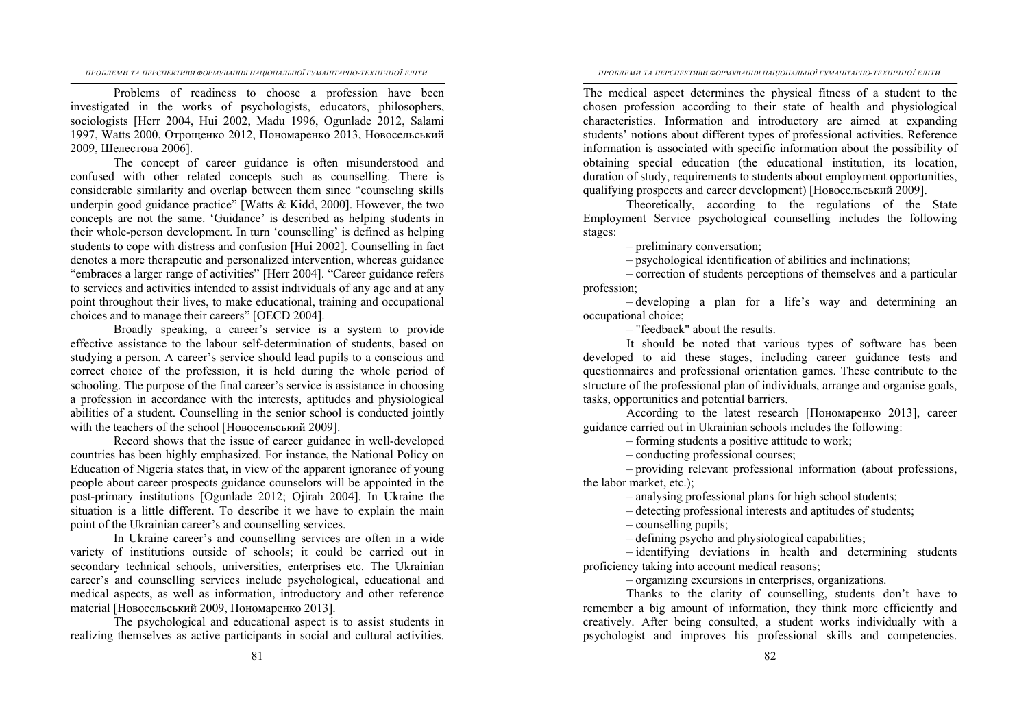Problems of readiness to choose a profession have been investigated in the works of psychologists, educators, philosophers, sociologists [Herr 2004, Hui 2002, Madu 1996, Ogunlade 2012, Salami 1997, Watts 2000, Отрощенко 2012, Пономаренко 2013, Новосельський 2009, Шелестова 2006].

The concept of career guidance is often misunderstood and confused with other related concepts such as counselling. There is considerable similarity and overlap between them since "counseling skills underpin good guidance practice" [Watts & Kidd, 2000]. However, the two concepts are not the same. 'Guidance' is described as helping students in their whole-person development. In turn 'counselling' is defined as helping students to cope with distress and confusion [Hui 2002]. Counselling in fact denotes a more therapeutic and personalized intervention, whereas guidance "embraces a larger range of activities" [Herr 2004]. "Career guidance refers to services and activities intended to assist individuals of any age and at any point throughout their lives, to make educational, training and occupational choices and to manage their careers" [OECD 2004].

Broadly speaking, a career's service is a system to provide effective assistance to the labour self-determination of students, based on studying a person. A career's service should lead pupils to a conscious and correct choice of the profession, it is held during the whole period of schooling. The purpose of the final career's service is assistance in choosing a profession in accordance with the interests, aptitudes and physiological abilities of a student. Counselling in the senior school is conducted jointly with the teachers of the school [Новосельський 2009].

Record shows that the issue of career guidance in well-developed countries has been highly emphasized. For instance, the National Policy on Education of Nigeria states that, in view of the apparent ignorance of young people about career prospects guidance counselors will be appointed in the post-primary institutions [Ogunlade 2012; Ojirah 2004]. In Ukraine the situation is a little different. To describe it we have to explain the main point of the Ukrainian career's and counselling services.

In Ukraine career's and counselling services are often in a wide variety of institutions outside of schools; it could be carried out in secondary technical schools, universities, enterprises etc. The Ukrainian career's and counselling services include psychological, educational and medical aspects, as well as information, introductory and other reference material [Новосельський 2009, Пономаренко 2013].

The psychological and educational aspect is to assist students in realizing themselves as active participants in social and cultural activities. The medical aspect determines the physical fitness of a student to the chosen profession according to their state of health and physiological characteristics. Information and introductory are aimed at expanding students' notions about different types of professional activities. Reference information is associated with specific information about the possibility of obtaining special education (the educational institution, its location, duration of study, requirements to students about employment opportunities, qualifying prospects and career development) [Новосельський 2009].

Theoretically, according to the regulations of the State Employment Service psychological counselling includes the following stages:

– preliminary conversation;

– psychological identification of abilities and inclinations;

– correction of students perceptions of themselves and a particular profession;

– developing a plan for a life's way and determining an occupational choice;

– "feedback" about the results.

It should be noted that various types of software has been developed to aid these stages, including career guidance tests and questionnaires and professional orientation games. These contribute to the structure of the professional plan of individuals, arrange and organise goals, tasks, opportunities and potential barriers.

According to the latest research [Пономаренко 2013], career guidance carried out in Ukrainian schools includes the following:

– forming students a positive attitude to work;

– conducting professional courses;

– providing relevant professional information (about professions, the labor market, etc.);

– analysing professional plans for high school students;

– detecting professional interests and aptitudes of students;

– counselling pupils;

– defining psycho and physiological capabilities;

– identifying deviations in health and determining students proficiency taking into account medical reasons;

– organizing excursions in enterprises, organizations.

Thanks to the clarity of counselling, students don't have to remember a big amount of information, they think more efficiently and creatively. After being consulted, a student works individually with a psychologist and improves his professional skills and competencies.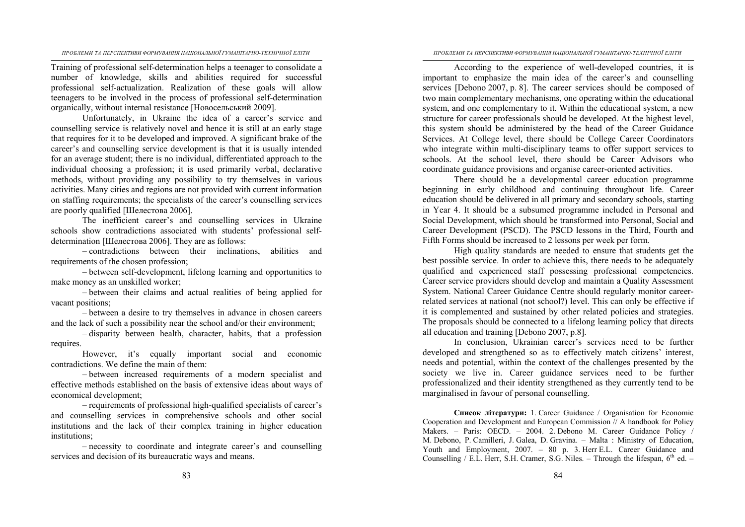Training of professional self-determination helps a teenager to consolidate a number of knowledge, skills and abilities required for successful professional self-actualization. Realization of these goals will allow teenagers to be involved in the process of professional self-determination organically, without internal resistance [Новосельський 2009].

Unfortunately, in Ukraine the idea of a career's service and counselling service is relatively novel and hence it is still at an early stage that requires for it to be developed and improved. A significant brake of the career's and counselling service development is that it is usually intended for an average student; there is no individual, differentiated approach to the individual choosing a profession; it is used primarily verbal, declarative methods, without providing any possibility to try themselves in various activities. Many cities and regions are not provided with current information on staffing requirements; the specialists of the career's counselling services are poorly qualified [Шелестова 2006].

The inefficient career's and counselling services in Ukraine schools show contradictions associated with students' professional self-determination [Шелестова 2006]. They are as follows:

– contradictions between their inclinations, abilities and requirements of the chosen profession;

– between self-development, lifelong learning and opportunities to make money as an unskilled worker;

– between their claims and actual realities of being applied for vacant positions;

– between a desire to try themselves in advance in chosen careers and the lack of such a possibility near the school and/or their environment;

– disparity between health, character, habits, that a profession requires.

However, it's equally important social and economic contradictions. We define the main of them:

– between increased requirements of a modern specialist and effective methods established on the basis of extensive ideas about ways of economical development;

– requirements of professional high-qualified specialists of career's and counselling services in comprehensive schools and other social institutions and the lack of their complex training in higher education institutions;

– necessity to coordinate and integrate career's and counselling services and decision of its bureaucratic ways and means.

According to the experience of well-developed countries, it is important to emphasize the main idea of the career's and counselling services [Debono 2007, p. 8]. The career services should be composed of two main complementary mechanisms, one operating within the educational system, and one complementary to it. Within the educational system, a new structure for career professionals should be developed. At the highest level, this system should be administered by the head of the Career Guidance Services. At College level, there should be College Career Coordinators who integrate within multi-disciplinary teams to offer support services to schools. At the school level, there should be Career Advisors who coordinate guidance provisions and organise career-oriented activities.

There should be a developmental career education programme beginning in early childhood and continuing throughout life. Career education should be delivered in all primary and secondary schools, starting in Year 4. It should be a subsumed programme included in Personal and Social Development, which should be transformed into Personal, Social and Career Development (PSCD). The PSCD lessons in the Third, Fourth and Fifth Forms should be increased to 2 lessons per week per form.

High quality standards are needed to ensure that students get the best possible service. In order to achieve this, there needs to be adequately qualified and experienced staff possessing professional competencies. Career service providers should develop and maintain a Quality Assessment System. National Career Guidance Centre should regularly monitor career-related services at national (not school?) level. This can only be effective if it is complemented and sustained by other related policies and strategies. The proposals should be connected to a lifelong learning policy that directs all education and training [Debono 2007, p.8].

In conclusion, Ukrainian career's services need to be further developed and strengthened so as to effectively match citizens' interest, needs and potential, within the context of the challenges presented by the society we live in. Career guidance services need to be further professionalized and their identity strengthened as they currently tend to be marginalised in favour of personal counselling.

**Список літератури:** 1. Career Guidance / Organisation for Economic Cooperation and Development and European Commission // A handbook for Policy Makers. – Paris: OECD. – 2004. 2. Debono M. Career Guidance Policy / M. Debono, P. Camilleri, J. Galea, D. Gravina. – Malta : Ministry of Education, Youth and Employment, 2007. – 80 p. 3. Herr E.L. Career Guidance and Counselling / E.L. Herr, S.H. Cramer, S.G. Niles. – Through the lifespan, 6th ed. –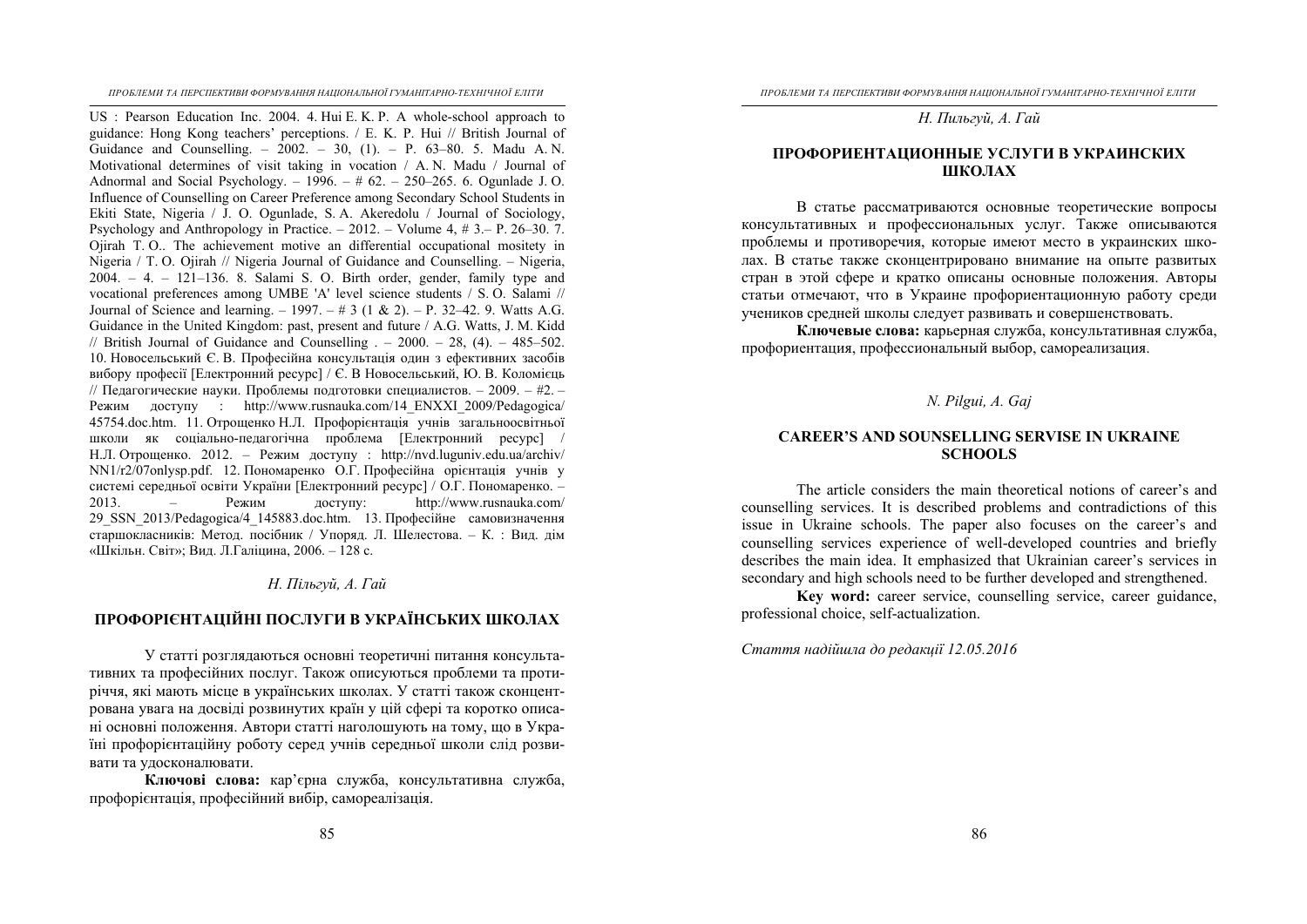US : Pearson Education Inc. 2004. 4. Hui E. K. P. A whole-school approach to guidance: Hong Kong teachers' perceptions. / E. K. P. Hui // British Journal of Guidance and Counselling. – 2002. – 30, (1). – P. 63–80. 5. Madu A. N. Motivational determines of visit taking in vocation / A. N. Madu / Journal of Adnormal and Social Psychology. – 1996. – # 62. – 250–265. 6. Ogunlade J. O. Influence of Counselling on Career Preference among Secondary School Students in Ekiti State, Nigeria / J. O. Ogunlade, S. A. Akeredolu / Journal of Sociology, Psychology and Anthropology in Practice. – 2012. – Volume 4, # 3.– P. 26–30. 7. Ojirah T. O.. The achievement motive an differential occupational mositety in Nigeria / T. O. Ojirah // Nigeria Journal of Guidance and Counselling. – Nigeria, 2004. – 4. – 121–136. 8. Salami S. O. Birth order, gender, family type and vocational preferences among UMBE 'A' level science students / S. O. Salami // Journal of Science and learning. – 1997. – # 3 (1 & 2). – P. 32–42. 9. Watts A.G. Guidance in the United Kingdom: past, present and future / A.G. Watts, J. M. Kidd // British Journal of Guidance and Counselling . – 2000. – 28, (4). – 485–502. 10. Новосельський Є. В. Професійна консультація один з ефективних засобів вибору професії [Електронний ресурс] / Є. В Новосельський, Ю. В. Коломієць // Педагогические науки. Проблемы подготовки специалистов. – 2009. – #2. – Режим доступу : http://www.rusnauka.com/14_ENXXI_2009/Pedagogica/45754.doc.htm. 11. Отрощенко Н.Л. Профорієнтація учнів загальноосвітньої школи як соціально-педагогічна проблема [Електронний ресурс] / Н.Л. Отрощенко. 2012. – Режим доступу : http://nvd.luguniv.edu.ua/archiv/NN1/r2/07onlysp.pdf. 12. Пономаренко О.Г. Професійна орієнтація учнів у системі середньої освіти України [Електронний ресурс] / О.Г. Пономаренко. – 2013. – Режим доступу: http://www.rusnauka.com/29_SSN_2013/Pedagogica/4_145883.doc.htm. 13. Професійне самовизначення старшокласників: Метод. посібник / Упоряд. Л. Шелестова. – К. : Вид. дім «Шкільн. Світ»; Вид. Л.Галіцина, 2006. – 128 с.

*Н. Пільгуй, А. Гай*

## ПРОФОРІЄНТАЦІЙНІ ПОСЛУГИ В УКРАЇНСЬКИХ ШКОЛАХ

У статті розглядаються основні теоретичні питання консультативних та професійних послуг. Також описуються проблеми та протиріччя, які мають місце в українських школах. У статті також сконцентрована увага на досвіді розвинутих країн у цій сфері та коротко описані основні положення. Автори статті наголошують на тому, що в Україні профорієнтаційну роботу серед учнів середньої школи слід розвивати та удосконалювати.

**Ключові слова:** кар'єрна служба, консультативна служба, профорієнтація, професійний вибір, самореалізація.

*Н. Пильгуй, А. Гай*

## ПРОФОРИЕНТАЦИОННЫЕ УСЛУГИ В УКРАИНСКИХ ШКОЛАХ

В статье рассматриваются основные теоретические вопросы консультативных и профессиональных услуг. Также описываются проблемы и противоречия, которые имеют место в украинских школах. В статье также сконцентрировано внимание на опыте развитых стран в этой сфере и кратко описаны основные положения. Авторы статьи отмечают, что в Украине профориентационную работу среди учеников средней школы следует развивать и совершенствовать.

**Ключевые слова:** карьерная служба, консультативная служба, профориентация, профессиональный выбор, самореализация.

*N. Pilgui, A. Gaj*

## CAREER'S AND SOUNSELLING SERVISE IN UKRAINE SCHOOLS

The article considers the main theoretical notions of career's and counselling services. It is described problems and contradictions of this issue in Ukraine schools. The paper also focuses on the career's and counselling services experience of well-developed countries and briefly describes the main idea. It emphasized that Ukrainian career's services in secondary and high schools need to be further developed and strengthened.

**Key word:** career service, counselling service, career guidance, professional choice, self-actualization.

*Стаття надійшла до редакції 12.05.2016*